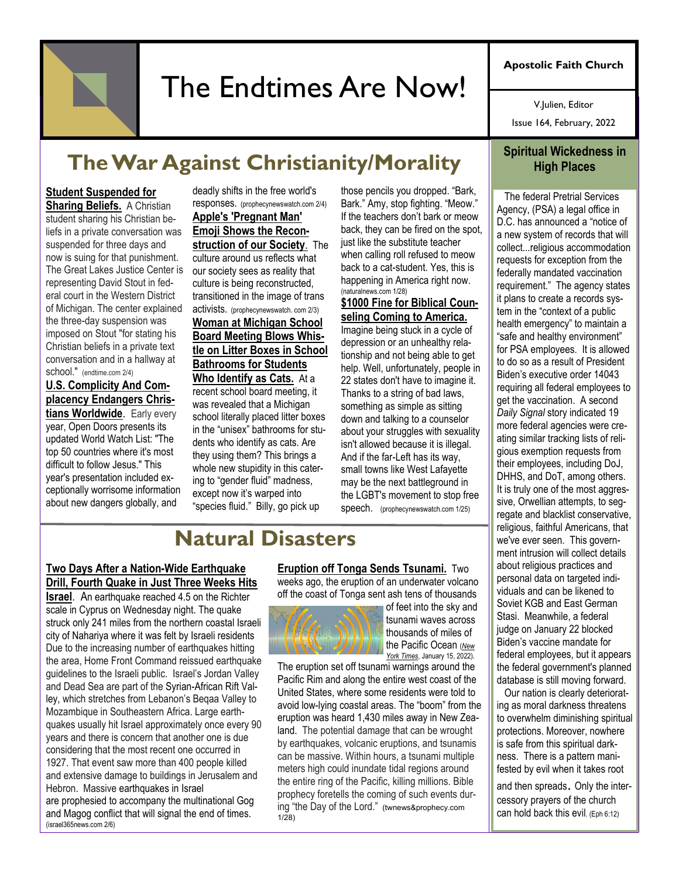# The Endtimes Are Now!

**Apostolic Faith Church**

V.Julien, Editor

Issue 164, February, 2022

## The War Against Christianity/Morality

**Student Suspended for Sharing Beliefs.** A Christian student sharing his Christian beliefs in a private conversation was suspended for three days and now is suing for that punishment. The Great Lakes Justice Center is representing David Stout in federal court in the Western District of Michigan. The center explained the three-day suspension was imposed on Stout "for stating his Christian beliefs in a private text conversation and in a hallway at school." (endtime.com 2/4)

**U.S. Complicity And Complacency Endangers Christians Worldwide**. Early every year, Open Doors presents its updated World Watch List: "The top 50 countries where it's most difficult to follow Jesus." This year's presentation included exceptionally worrisome information about new dangers globally, and deadly shifts in the free world's responses. (prophecynewswatch.com 2/4)

**Apple's 'Pregnant Man' Emoji Shows the Reconstruction of our Society**. The culture around us reflects what our society sees as reality that culture is being reconstructed, transitioned in the image of trans activists. (prophecynewswatch. com 2/3)

**Woman at Michigan School Board Meeting Blows Whistle on Litter Boxes in School Bathrooms for Students Who Identify as Cats.** At a recent school board meeting, it was revealed that a Michigan school literally placed litter boxes in the "unisex" bathrooms for students who identify as cats. Are they using them? This brings a whole new stupidity in this catering to "gender fluid" madness, except now it's warped into "species fluid." Billy, go pick up those pencils you dropped. "Bark, Bark." Amy, stop fighting. "Meow." If the teachers don't bark or meow back, they can be fired on the spot, just like the substitute teacher when calling roll refused to meow back to a cat-student. Yes, this is happening in America right now. (naturalnews.com 1/28)

**$1000 Fine for Biblical Counseling Coming to America.** Imagine being stuck in a cycle of depression or an unhealthy relationship and not being able to get help. Well, unfortunately, people in 22 states don't have to imagine it. Thanks to a string of bad laws, something as simple as sitting down and talking to a counselor about your struggles with sexuality isn't allowed because it is illegal. And if the far-Left has its way, small towns like West Lafayette may be the next battleground in the LGBT's movement to stop free speech. (prophecynewswatch.com 1/25)

## Natural Disasters

**Two Days After a Nation-Wide Earthquake Drill, Fourth Quake in Just Three Weeks Hits Israel**. An earthquake reached 4.5 on the Richter scale in Cyprus on Wednesday night. The quake struck only 241 miles from the northern coastal Israeli city of Nahariya where it was felt by Israeli residents Due to the increasing number of earthquakes hitting the area, Home Front Command reissued earthquake guidelines to the Israeli public. Israel's Jordan Valley and Dead Sea are part of the Syrian-African Rift Valley, which stretches from Lebanon's Beqaa Valley to Mozambique in Southeastern Africa. Large earthquakes usually hit Israel approximately once every 90 years and there is concern that another one is due considering that the most recent one occurred in 1927. That event saw more than 400 people killed and extensive damage to buildings in Jerusalem and Hebron. Massive earthquakes in Israel are prophesied to accompany the multinational Gog and Magog conflict that will signal the end of times. (israel365news.com 2/6)

**Eruption off Tonga Sends Tsunami.** Two weeks ago, the eruption of an underwater volcano off the coast of Tonga sent ash tens of thousands of feet into the sky and tsunami waves across thousands of miles of the Pacific Ocean (*New York Times*, January 15, 2022). The eruption set off tsunami warnings around the Pacific Rim and along the entire west coast of the United States, where some residents were told to avoid low-lying coastal areas. The "boom" from the eruption was heard 1,430 miles away in New Zealand. The potential damage that can be wrought by earthquakes, volcanic eruptions, and tsunamis can be massive. Within hours, a tsunami multiple meters high could inundate tidal regions around the entire ring of the Pacific, killing millions. Bible prophecy foretells the coming of such events during "the Day of the Lord." (twnews&prophecy.com 1/28)

## Spiritual Wickedness in High Places

The federal Pretrial Services Agency, (PSA) a legal office in D.C. has announced a "notice of a new system of records that will collect...religious accommodation requests for exception from the federally mandated vaccination requirement." The agency states it plans to create a records system in the "context of a public health emergency" to maintain a "safe and healthy environment" for PSA employees. It is allowed to do so as a result of President Biden's executive order 14043 requiring all federal employees to get the vaccination. A second *Daily Signal* story indicated 19 more federal agencies were creating similar tracking lists of religious exemption requests from their employees, including DoJ, DHHS, and DoT, among others. It is truly one of the most aggressive, Orwellian attempts, to segregate and blacklist conservative, religious, faithful Americans, that we've ever seen. This government intrusion will collect details about religious practices and personal data on targeted individuals and can be likened to Soviet KGB and East German Stasi. Meanwhile, a federal judge on January 22 blocked Biden's vaccine mandate for federal employees, but it appears the federal government's planned database is still moving forward.

Our nation is clearly deteriorating as moral darkness threatens to overwhelm diminishing spiritual protections. Moreover, nowhere is safe from this spiritual darkness. There is a pattern manifested by evil when it takes root and then spreads. Only the intercessory prayers of the church can hold back this evil. (Eph 6:12)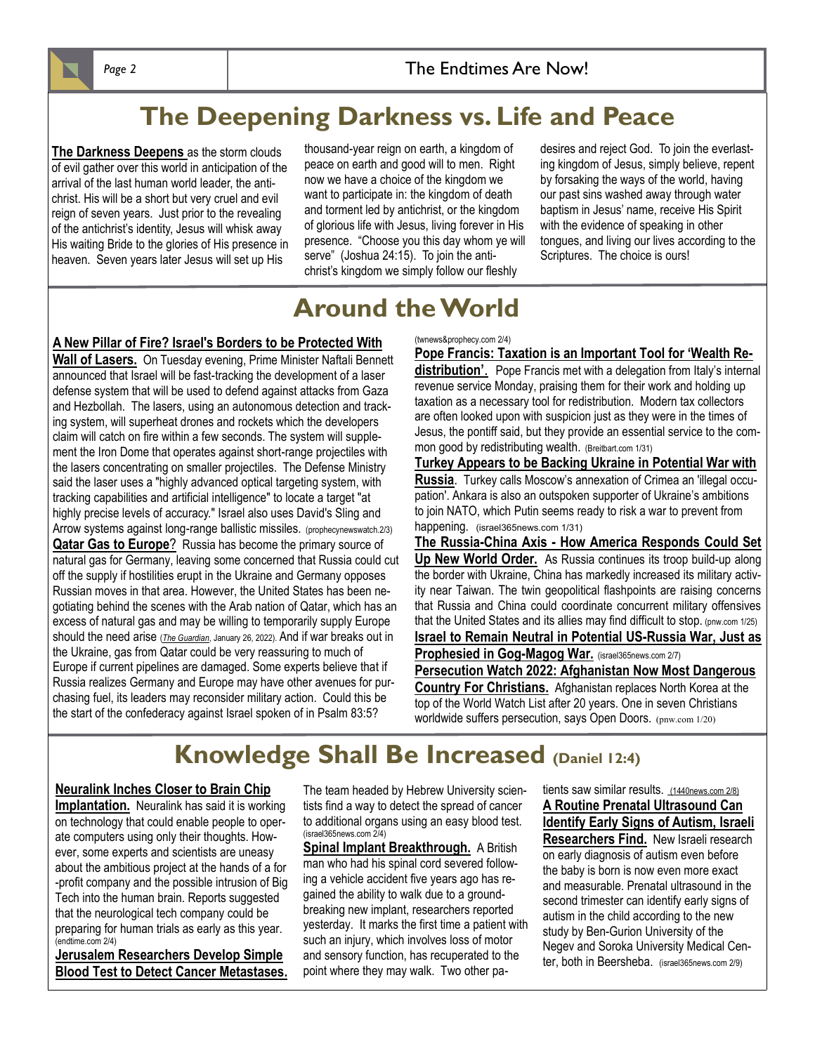# The Deepening Darkness vs. Life and Peace

**The Darkness Deepens** as the storm clouds of evil gather over this world in anticipation of the arrival of the last human world leader, the antichrist. His will be a short but very cruel and evil reign of seven years. Just prior to the revealing of the antichrist's identity, Jesus will whisk away His waiting Bride to the glories of His presence in heaven. Seven years later Jesus will set up His thousand-year reign on earth, a kingdom of peace on earth and good will to men. Right now we have a choice of the kingdom we want to participate in: the kingdom of death and torment led by antichrist, or the kingdom of glorious life with Jesus, living forever in His presence. "Choose you this day whom ye will serve" (Joshua 24:15). To join the antichrist's kingdom we simply follow our fleshly desires and reject God. To join the everlasting kingdom of Jesus, simply believe, repent by forsaking the ways of the world, having our past sins washed away through water baptism in Jesus' name, receive His Spirit with the evidence of speaking in other tongues, and living our lives according to the Scriptures. The choice is ours!

# Around the World

**A New Pillar of Fire? Israel's Borders to be Protected With Wall of Lasers.** On Tuesday evening, Prime Minister Naftali Bennett announced that Israel will be fast-tracking the development of a laser defense system that will be used to defend against attacks from Gaza and Hezbollah. The lasers, using an autonomous detection and tracking system, will superheat drones and rockets which the developers claim will catch on fire within a few seconds. The system will supplement the Iron Dome that operates against short-range projectiles with the lasers concentrating on smaller projectiles. The Defense Ministry said the laser uses a "highly advanced optical targeting system, with tracking capabilities and artificial intelligence" to locate a target "at highly precise levels of accuracy." Israel also uses David's Sling and Arrow systems against long-range ballistic missiles. (prophecynewswatch.2/3)

**Qatar Gas to Europe**? Russia has become the primary source of natural gas for Germany, leaving some concerned that Russia could cut off the supply if hostilities erupt in the Ukraine and Germany opposes Russian moves in that area. However, the United States has been negotiating behind the scenes with the Arab nation of Qatar, which has an excess of natural gas and may be willing to temporarily supply Europe should the need arise (*The Guardian*, January 26, 2022). And if war breaks out in the Ukraine, gas from Qatar could be very reassuring to much of Europe if current pipelines are damaged. Some experts believe that if Russia realizes Germany and Europe may have other avenues for purchasing fuel, its leaders may reconsider military action. Could this be the start of the confederacy against Israel spoken of in Psalm 83:5? (twnews&prophecy.com 2/4)

**Pope Francis: Taxation is an Important Tool for 'Wealth Redistribution'.** Pope Francis met with a delegation from Italy's internal revenue service Monday, praising them for their work and holding up taxation as a necessary tool for redistribution. Modern tax collectors are often looked upon with suspicion just as they were in the times of Jesus, the pontiff said, but they provide an essential service to the common good by redistributing wealth. (Breitbart.com 1/31)

**Turkey Appears to be Backing Ukraine in Potential War with Russia**. Turkey calls Moscow's annexation of Crimea an 'illegal occupation'. Ankara is also an outspoken supporter of Ukraine's ambitions to join NATO, which Putin seems ready to risk a war to prevent from happening. (israel365news.com 1/31)

**The Russia-China Axis - How America Responds Could Set Up New World Order.** As Russia continues its troop build-up along the border with Ukraine, China has markedly increased its military activity near Taiwan. The twin geopolitical flashpoints are raising concerns that Russia and China could coordinate concurrent military offensives that the United States and its allies may find difficult to stop. (pnw.com 1/25)

**Israel to Remain Neutral in Potential US-Russia War, Just as Prophesied in Gog-Magog War.** (israel365news.com 2/7)

**Persecution Watch 2022: Afghanistan Now Most Dangerous Country For Christians.** Afghanistan replaces North Korea at the top of the World Watch List after 20 years. One in seven Christians worldwide suffers persecution, says Open Doors. (pnw.com 1/20)

# Knowledge Shall Be Increased (Daniel 12:4)

**Neuralink Inches Closer to Brain Chip Implantation.** Neuralink has said it is working on technology that could enable people to operate computers using only their thoughts. However, some experts and scientists are uneasy about the ambitious project at the hands of a for-profit company and the possible intrusion of Big Tech into the human brain. Reports suggested that the neurological tech company could be preparing for human trials as early as this year. (endtime.com 2/4)

**Jerusalem Researchers Develop Simple Blood Test to Detect Cancer Metastases.** The team headed by Hebrew University scientists find a way to detect the spread of cancer to additional organs using an easy blood test. (israel365news.com 2/4)

**Spinal Implant Breakthrough.** A British man who had his spinal cord severed following a vehicle accident five years ago has regained the ability to walk due to a groundbreaking new implant, researchers reported yesterday. It marks the first time a patient with such an injury, which involves loss of motor and sensory function, has recuperated to the point where they may walk. Two other patients saw similar results. (1440news.com 2/8)

**A Routine Prenatal Ultrasound Can Identify Early Signs of Autism, Israeli Researchers Find.** New Israeli research on early diagnosis of autism even before the baby is born is now even more exact and measurable. Prenatal ultrasound in the second trimester can identify early signs of autism in the child according to the new study by Ben-Gurion University of the Negev and Soroka University Medical Center, both in Beersheba. (israel365news.com 2/9)